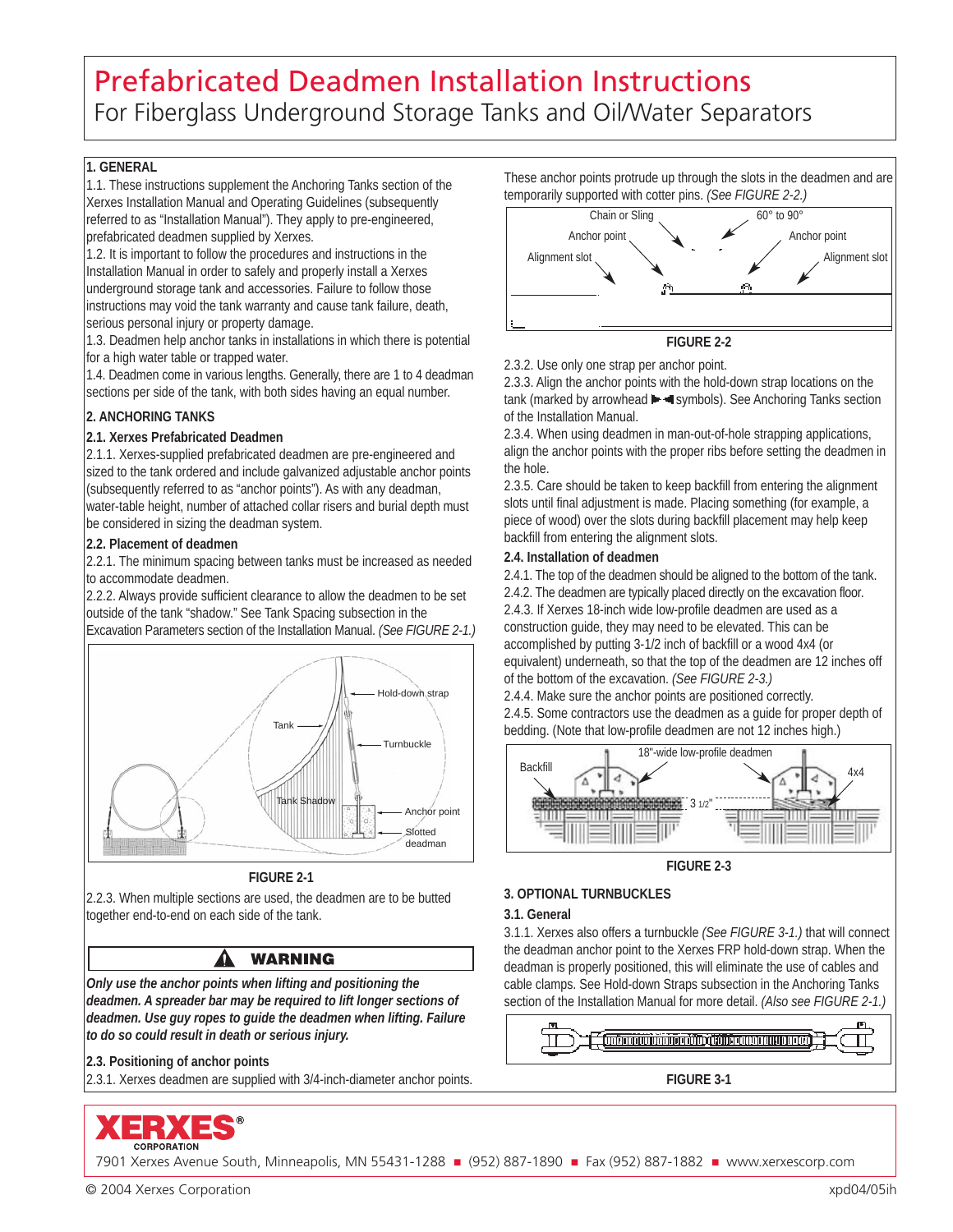# Prefabricated Deadmen Installation Instructions

## For Fiberglass Underground Storage Tanks and Oil/Water Separators

### 1. GENERAL

1.1. These instructions supplement the Anchoring Tanks section of the Xerxes Installation Manual and Operating Guidelines (subsequently referred to as "Installation Manual"). They apply to pre-engineered, prefabricated deadmen supplied by Xerxes.

1.2. It is important to follow the procedures and instructions in the Installation Manual in order to safely and properly install a Xerxes underground storage tank and accessories. Failure to follow those instructions may void the tank warranty and cause tank failure, death, serious personal injury or property damage.

1.3. Deadmen help anchor tanks in installations in which there is potential for a high water table or trapped water.

1.4. Deadmen come in various lengths. Generally, there are 1 to 4 deadman sections per side of the tank, with both sides having an equal number.

### 2. ANCHORING TANKS

#### 2.1. Xerxes Prefabricated Deadmen

2.1.1. Xerxes-supplied prefabricated deadmen are pre-engineered and sized to the tank ordered and include galvanized adjustable anchor points (subsequently referred to as "anchor points"). As with any deadman, water-table height, number of attached collar risers and burial depth must be considered in sizing the deadman system.

#### 2.2. Placement of deadmen

2.2.1. The minimum spacing between tanks must be increased as needed to accommodate deadmen.

2.2.2. Always provide sufficient clearance to allow the deadmen to be set outside of the tank "shadow." See Tank Spacing subsection in the Excavation Parameters section of the Installation Manual. *(See FIGURE 2-1.)*

Tank — Hold-down strap — Turnbuckle — Tank Shadow — Anchor point — Slotted deadman

**FIGURE 2-1**

2.2.3. When multiple sections are used, the deadmen are to be butted together end-to-end on each side of the tank.

> **⚠ WARNING**
>
> ***Only use the anchor points when lifting and positioning the deadmen. A spreader bar may be required to lift longer sections of deadmen. Use guy ropes to guide the deadmen when lifting. Failure to do so could result in death or serious injury.***

#### 2.3. Positioning of anchor points

2.3.1. Xerxes deadmen are supplied with 3/4-inch-diameter anchor points. These anchor points protrude up through the slots in the deadmen and are temporarily supported with cotter pins. *(See FIGURE 2-2.)*

Chain or Sling — 60° to 90° — Anchor point — Anchor point — Alignment slot — Alignment slot

**FIGURE 2-2**

2.3.2. Use only one strap per anchor point.

2.3.3. Align the anchor points with the hold-down strap locations on the tank (marked by arrowhead ►◄ symbols). See Anchoring Tanks section of the Installation Manual.

2.3.4. When using deadmen in man-out-of-hole strapping applications, align the anchor points with the proper ribs before setting the deadmen in the hole.

2.3.5. Care should be taken to keep backfill from entering the alignment slots until final adjustment is made. Placing something (for example, a piece of wood) over the slots during backfill placement may help keep backfill from entering the alignment slots.

#### 2.4. Installation of deadmen

2.4.1. The top of the deadmen should be aligned to the bottom of the tank.

2.4.2. The deadmen are typically placed directly on the excavation floor.

2.4.3. If Xerxes 18-inch wide low-profile deadmen are used as a construction guide, they may need to be elevated. This can be accomplished by putting 3-1/2 inch of backfill or a wood 4x4 (or equivalent) underneath, so that the top of the deadmen are 12 inches off of the bottom of the excavation. *(See FIGURE 2-3.)*

2.4.4. Make sure the anchor points are positioned correctly.

2.4.5. Some contractors use the deadmen as a guide for proper depth of bedding. (Note that low-profile deadmen are not 12 inches high.)

Backfill — 18"-wide low-profile deadmen — 4x4 — 3 1/2"

**FIGURE 2-3**

### 3. OPTIONAL TURNBUCKLES

#### 3.1. General

3.1.1. Xerxes also offers a turnbuckle *(See FIGURE 3-1.)* that will connect the deadman anchor point to the Xerxes FRP hold-down strap. When the deadman is properly positioned, this will eliminate the use of cables and cable clamps. See Hold-down Straps subsection in the Anchoring Tanks section of the Installation Manual for more detail. *(Also see FIGURE 2-1.)*

**FIGURE 3-1**

XERXES® CORPORATION

7901 Xerxes Avenue South, Minneapolis, MN 55431-1288 ■ (952) 887-1890 ■ Fax (952) 887-1882 ■ www.xerxescorp.com

© 2004 Xerxes Corporation — xpd04/05ih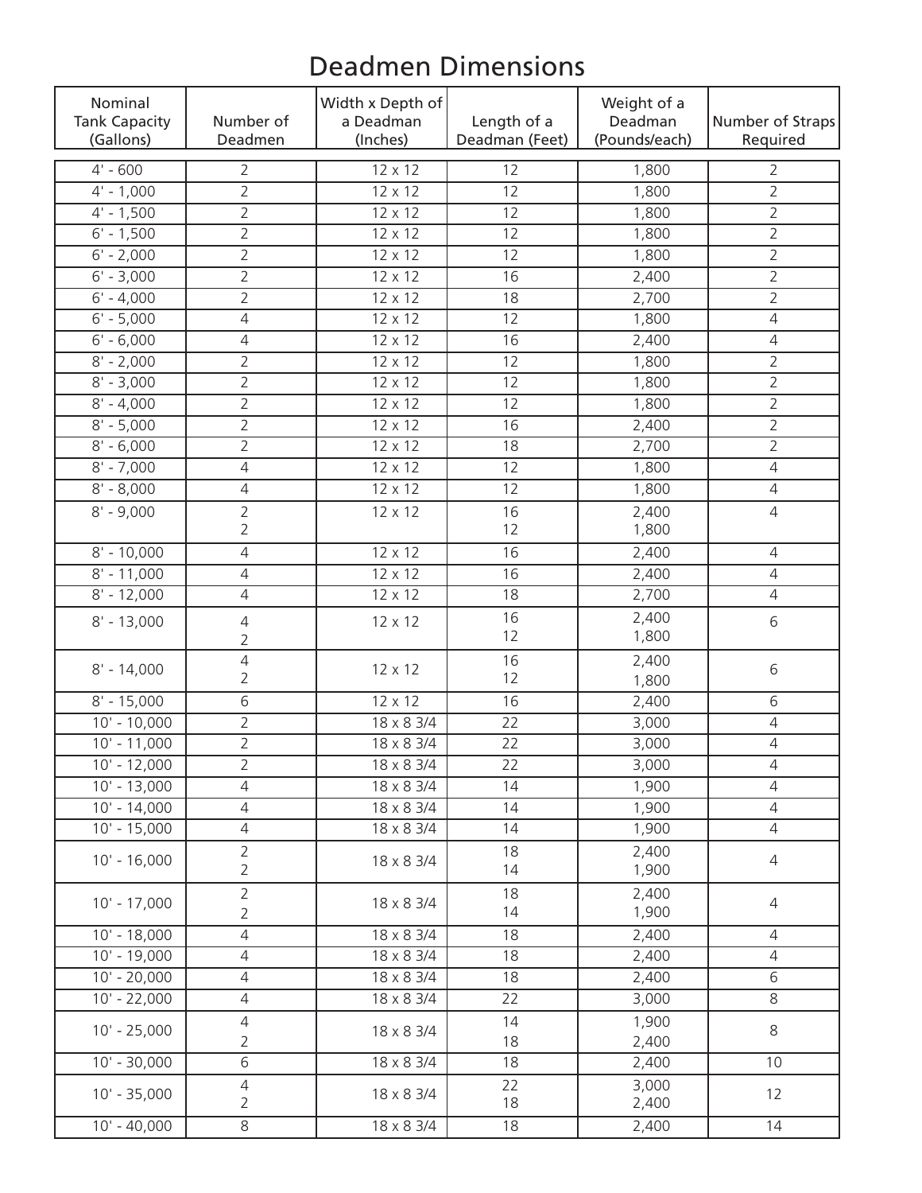# Deadmen Dimensions

| Nominal Tank Capacity (Gallons) | Number of Deadmen | Width x Depth of a Deadman (Inches) | Length of a Deadman (Feet) | Weight of a Deadman (Pounds/each) | Number of Straps Required |
|---|---|---|---|---|---|
| 4' - 600 | 2 | 12 x 12 | 12 | 1,800 | 2 |
| 4' - 1,000 | 2 | 12 x 12 | 12 | 1,800 | 2 |
| 4' - 1,500 | 2 | 12 x 12 | 12 | 1,800 | 2 |
| 6' - 1,500 | 2 | 12 x 12 | 12 | 1,800 | 2 |
| 6' - 2,000 | 2 | 12 x 12 | 12 | 1,800 | 2 |
| 6' - 3,000 | 2 | 12 x 12 | 16 | 2,400 | 2 |
| 6' - 4,000 | 2 | 12 x 12 | 18 | 2,700 | 2 |
| 6' - 5,000 | 4 | 12 x 12 | 12 | 1,800 | 4 |
| 6' - 6,000 | 4 | 12 x 12 | 16 | 2,400 | 4 |
| 8' - 2,000 | 2 | 12 x 12 | 12 | 1,800 | 2 |
| 8' - 3,000 | 2 | 12 x 12 | 12 | 1,800 | 2 |
| 8' - 4,000 | 2 | 12 x 12 | 12 | 1,800 | 2 |
| 8' - 5,000 | 2 | 12 x 12 | 16 | 2,400 | 2 |
| 8' - 6,000 | 2 | 12 x 12 | 18 | 2,700 | 2 |
| 8' - 7,000 | 4 | 12 x 12 | 12 | 1,800 | 4 |
| 8' - 8,000 | 4 | 12 x 12 | 12 | 1,800 | 4 |
| 8' - 9,000 | 2<br>2 | 12 x 12 | 16<br>12 | 2,400<br>1,800 | 4 |
| 8' - 10,000 | 4 | 12 x 12 | 16 | 2,400 | 4 |
| 8' - 11,000 | 4 | 12 x 12 | 16 | 2,400 | 4 |
| 8' - 12,000 | 4 | 12 x 12 | 18 | 2,700 | 4 |
| 8' - 13,000 | 4<br>2 | 12 x 12 | 16<br>12 | 2,400<br>1,800 | 6 |
| 8' - 14,000 | 4<br>2 | 12 x 12 | 16<br>12 | 2,400<br>1,800 | 6 |
| 8' - 15,000 | 6 | 12 x 12 | 16 | 2,400 | 6 |
| 10' - 10,000 | 2 | 18 x 8 3/4 | 22 | 3,000 | 4 |
| 10' - 11,000 | 2 | 18 x 8 3/4 | 22 | 3,000 | 4 |
| 10' - 12,000 | 2 | 18 x 8 3/4 | 22 | 3,000 | 4 |
| 10' - 13,000 | 4 | 18 x 8 3/4 | 14 | 1,900 | 4 |
| 10' - 14,000 | 4 | 18 x 8 3/4 | 14 | 1,900 | 4 |
| 10' - 15,000 | 4 | 18 x 8 3/4 | 14 | 1,900 | 4 |
| 10' - 16,000 | 2<br>2 | 18 x 8 3/4 | 18<br>14 | 2,400<br>1,900 | 4 |
| 10' - 17,000 | 2<br>2 | 18 x 8 3/4 | 18<br>14 | 2,400<br>1,900 | 4 |
| 10' - 18,000 | 4 | 18 x 8 3/4 | 18 | 2,400 | 4 |
| 10' - 19,000 | 4 | 18 x 8 3/4 | 18 | 2,400 | 4 |
| 10' - 20,000 | 4 | 18 x 8 3/4 | 18 | 2,400 | 6 |
| 10' - 22,000 | 4 | 18 x 8 3/4 | 22 | 3,000 | 8 |
| 10' - 25,000 | 4<br>2 | 18 x 8 3/4 | 14<br>18 | 1,900<br>2,400 | 8 |
| 10' - 30,000 | 6 | 18 x 8 3/4 | 18 | 2,400 | 10 |
| 10' - 35,000 | 4<br>2 | 18 x 8 3/4 | 22<br>18 | 3,000<br>2,400 | 12 |
| 10' - 40,000 | 8 | 18 x 8 3/4 | 18 | 2,400 | 14 |